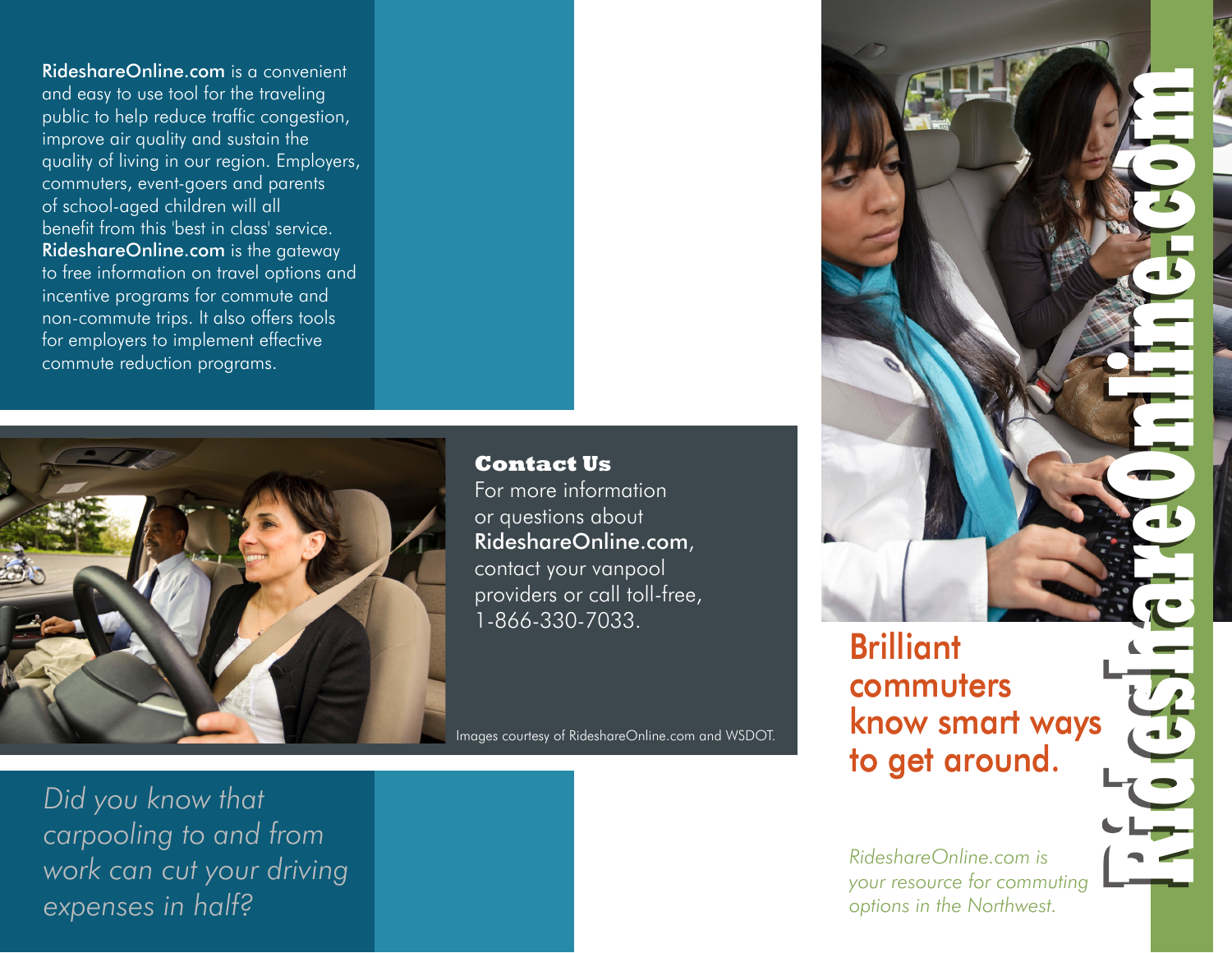RideshareOnline.com is a convenient and easy to use tool for the traveling public to help reduce traffic congestion, improve air quality and sustain the quality of living in our region. Employers, commuters, event-goers and parents of school-aged children will all benefit from this 'best in class' service. RideshareOnline.com is the gateway to free information on travel options and incentive programs for commute and non-commute trips. It also offers tools for employers to implement effective commute reduction programs.

**Contact Us**

For more information or questions about RideshareOnline.com, contact your vanpool providers or call toll-free, 1-866-330-7033.

Images courtesy of RideshareOnline.com and WSDOT.

*Did you know that carpooling to and from work can cut your driving expenses in half?*

# RideshareOnline.com

## Brilliant commuters know smart ways to get around.

*RideshareOnline.com is your resource for commuting options in the Northwest.*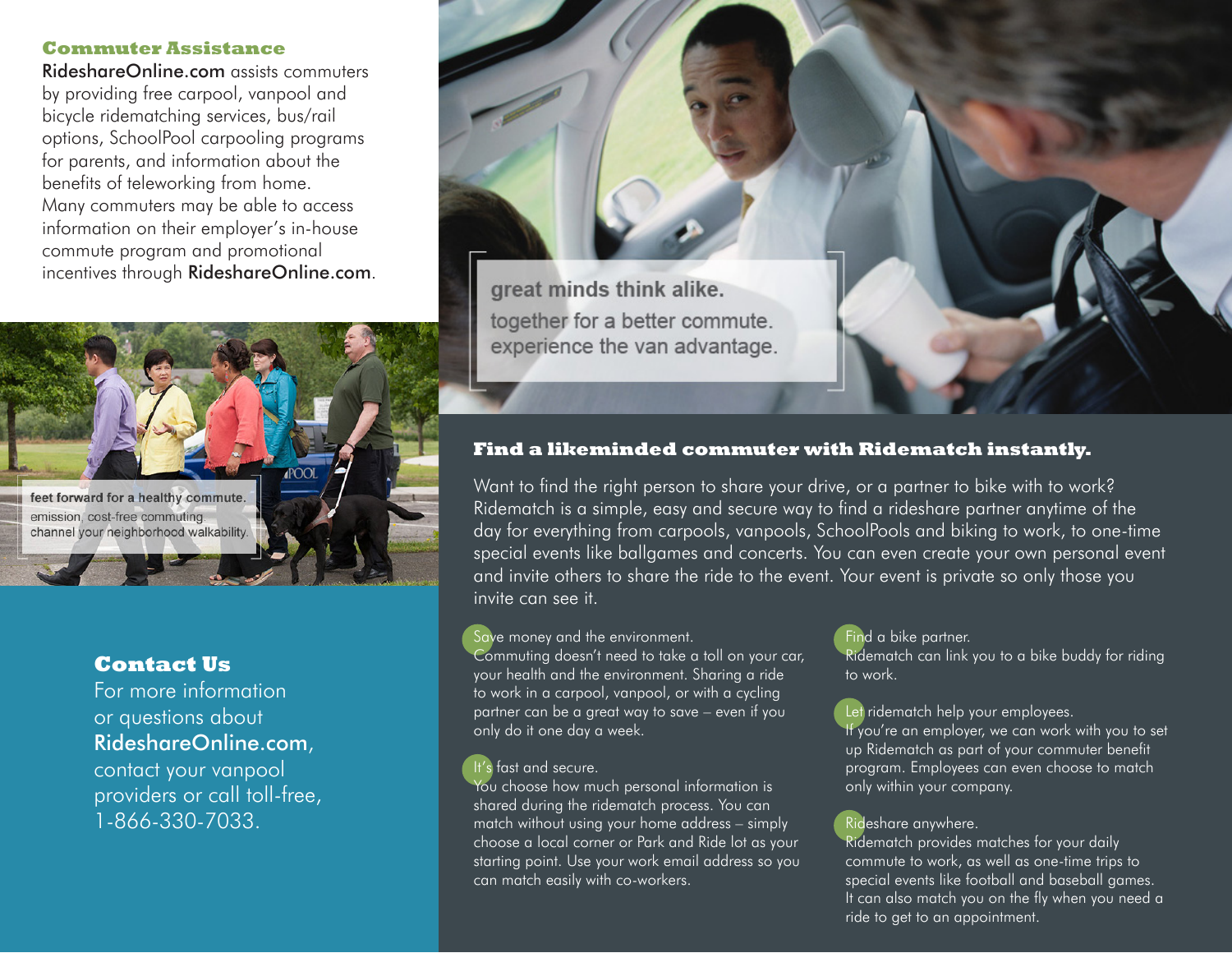## Commuter Assistance

**RideshareOnline.com** assists commuters by providing free carpool, vanpool and bicycle ridematching services, bus/rail options, SchoolPool carpooling programs for parents, and information about the benefits of teleworking from home. Many commuters may be able to access information on their employer's in-house commute program and promotional incentives through **RideshareOnline.com**.

feet forward for a healthy commute.
emission, cost-free commuting.
channel your neighborhood walkability.

great minds think alike.
together for a better commute.
experience the van advantage.

## Find a likeminded commuter with Ridematch instantly.

Want to find the right person to share your drive, or a partner to bike with to work? Ridematch is a simple, easy and secure way to find a rideshare partner anytime of the day for everything from carpools, vanpools, SchoolPools and biking to work, to one-time special events like ballgames and concerts. You can even create your own personal event and invite others to share the ride to the event. Your event is private so only those you invite can see it.

Save money and the environment.
Commuting doesn't need to take a toll on your car, your health and the environment. Sharing a ride to work in a carpool, vanpool, or with a cycling partner can be a great way to save – even if you only do it one day a week.

It's fast and secure.
You choose how much personal information is shared during the ridematch process. You can match without using your home address – simply choose a local corner or Park and Ride lot as your starting point. Use your work email address so you can match easily with co-workers.

Find a bike partner.
Ridematch can link you to a bike buddy for riding to work.

Let ridematch help your employees.
If you're an employer, we can work with you to set up Ridematch as part of your commuter benefit program. Employees can even choose to match only within your company.

Rideshare anywhere.
Ridematch provides matches for your daily commute to work, as well as one-time trips to special events like football and baseball games. It can also match you on the fly when you need a ride to get to an appointment.

## Contact Us

For more information or questions about **RideshareOnline.com**, contact your vanpool providers or call toll-free, 1-866-330-7033.